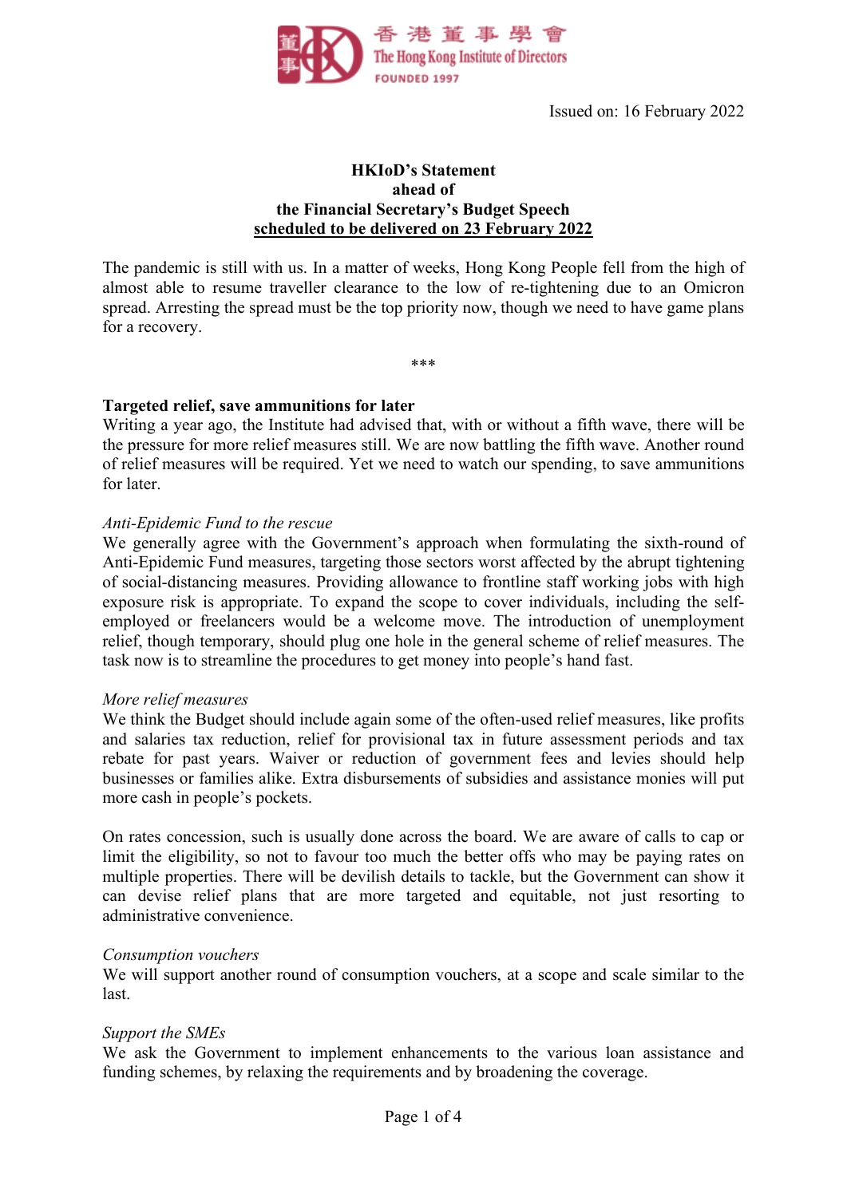Issued on: 16 February 2022

**HKIoD's Statement**
**ahead of**
**the Financial Secretary's Budget Speech**
**scheduled to be delivered on 23 February 2022**

The pandemic is still with us. In a matter of weeks, Hong Kong People fell from the high of almost able to resume traveller clearance to the low of re-tightening due to an Omicron spread. Arresting the spread must be the top priority now, though we need to have game plans for a recovery.

***

## Targeted relief, save ammunitions for later

Writing a year ago, the Institute had advised that, with or without a fifth wave, there will be the pressure for more relief measures still. We are now battling the fifth wave. Another round of relief measures will be required. Yet we need to watch our spending, to save ammunitions for later.

*Anti-Epidemic Fund to the rescue*

We generally agree with the Government's approach when formulating the sixth-round of Anti-Epidemic Fund measures, targeting those sectors worst affected by the abrupt tightening of social-distancing measures. Providing allowance to frontline staff working jobs with high exposure risk is appropriate. To expand the scope to cover individuals, including the self-employed or freelancers would be a welcome move. The introduction of unemployment relief, though temporary, should plug one hole in the general scheme of relief measures. The task now is to streamline the procedures to get money into people's hand fast.

*More relief measures*

We think the Budget should include again some of the often-used relief measures, like profits and salaries tax reduction, relief for provisional tax in future assessment periods and tax rebate for past years. Waiver or reduction of government fees and levies should help businesses or families alike. Extra disbursements of subsidies and assistance monies will put more cash in people's pockets.

On rates concession, such is usually done across the board. We are aware of calls to cap or limit the eligibility, so not to favour too much the better offs who may be paying rates on multiple properties. There will be devilish details to tackle, but the Government can show it can devise relief plans that are more targeted and equitable, not just resorting to administrative convenience.

*Consumption vouchers*

We will support another round of consumption vouchers, at a scope and scale similar to the last.

*Support the SMEs*

We ask the Government to implement enhancements to the various loan assistance and funding schemes, by relaxing the requirements and by broadening the coverage.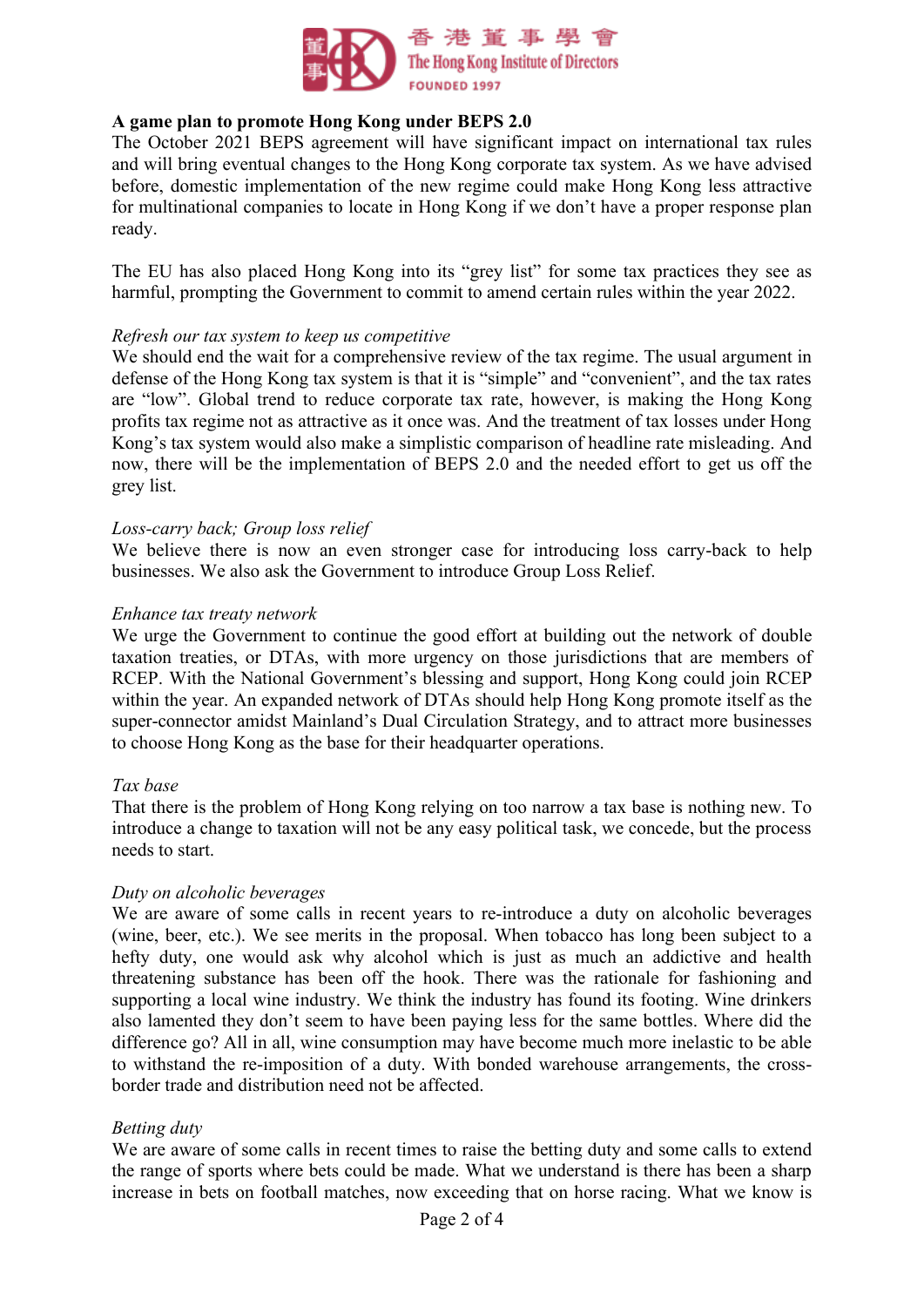**A game plan to promote Hong Kong under BEPS 2.0**

The October 2021 BEPS agreement will have significant impact on international tax rules and will bring eventual changes to the Hong Kong corporate tax system. As we have advised before, domestic implementation of the new regime could make Hong Kong less attractive for multinational companies to locate in Hong Kong if we don't have a proper response plan ready.

The EU has also placed Hong Kong into its "grey list" for some tax practices they see as harmful, prompting the Government to commit to amend certain rules within the year 2022.

*Refresh our tax system to keep us competitive*

We should end the wait for a comprehensive review of the tax regime. The usual argument in defense of the Hong Kong tax system is that it is "simple" and "convenient", and the tax rates are "low". Global trend to reduce corporate tax rate, however, is making the Hong Kong profits tax regime not as attractive as it once was. And the treatment of tax losses under Hong Kong's tax system would also make a simplistic comparison of headline rate misleading. And now, there will be the implementation of BEPS 2.0 and the needed effort to get us off the grey list.

*Loss-carry back; Group loss relief*

We believe there is now an even stronger case for introducing loss carry-back to help businesses. We also ask the Government to introduce Group Loss Relief.

*Enhance tax treaty network*

We urge the Government to continue the good effort at building out the network of double taxation treaties, or DTAs, with more urgency on those jurisdictions that are members of RCEP. With the National Government's blessing and support, Hong Kong could join RCEP within the year. An expanded network of DTAs should help Hong Kong promote itself as the super-connector amidst Mainland's Dual Circulation Strategy, and to attract more businesses to choose Hong Kong as the base for their headquarter operations.

*Tax base*

That there is the problem of Hong Kong relying on too narrow a tax base is nothing new. To introduce a change to taxation will not be any easy political task, we concede, but the process needs to start.

*Duty on alcoholic beverages*

We are aware of some calls in recent years to re-introduce a duty on alcoholic beverages (wine, beer, etc.). We see merits in the proposal. When tobacco has long been subject to a hefty duty, one would ask why alcohol which is just as much an addictive and health threatening substance has been off the hook. There was the rationale for fashioning and supporting a local wine industry. We think the industry has found its footing. Wine drinkers also lamented they don't seem to have been paying less for the same bottles. Where did the difference go? All in all, wine consumption may have become much more inelastic to be able to withstand the re-imposition of a duty. With bonded warehouse arrangements, the cross-border trade and distribution need not be affected.

*Betting duty*

We are aware of some calls in recent times to raise the betting duty and some calls to extend the range of sports where bets could be made. What we understand is there has been a sharp increase in bets on football matches, now exceeding that on horse racing. What we know is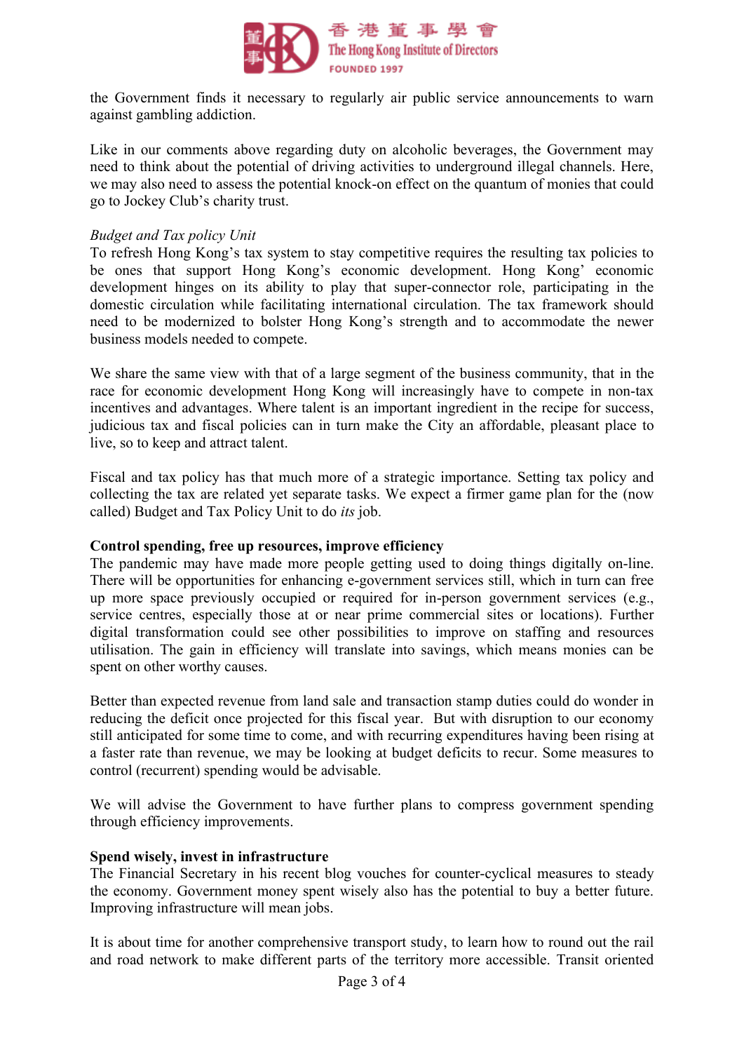the Government finds it necessary to regularly air public service announcements to warn against gambling addiction.

Like in our comments above regarding duty on alcoholic beverages, the Government may need to think about the potential of driving activities to underground illegal channels. Here, we may also need to assess the potential knock-on effect on the quantum of monies that could go to Jockey Club's charity trust.

*Budget and Tax policy Unit*

To refresh Hong Kong's tax system to stay competitive requires the resulting tax policies to be ones that support Hong Kong's economic development. Hong Kong' economic development hinges on its ability to play that super-connector role, participating in the domestic circulation while facilitating international circulation. The tax framework should need to be modernized to bolster Hong Kong's strength and to accommodate the newer business models needed to compete.

We share the same view with that of a large segment of the business community, that in the race for economic development Hong Kong will increasingly have to compete in non-tax incentives and advantages. Where talent is an important ingredient in the recipe for success, judicious tax and fiscal policies can in turn make the City an affordable, pleasant place to live, so to keep and attract talent.

Fiscal and tax policy has that much more of a strategic importance. Setting tax policy and collecting the tax are related yet separate tasks. We expect a firmer game plan for the (now called) Budget and Tax Policy Unit to do *its* job.

**Control spending, free up resources, improve efficiency**

The pandemic may have made more people getting used to doing things digitally on-line. There will be opportunities for enhancing e-government services still, which in turn can free up more space previously occupied or required for in-person government services (e.g., service centres, especially those at or near prime commercial sites or locations). Further digital transformation could see other possibilities to improve on staffing and resources utilisation. The gain in efficiency will translate into savings, which means monies can be spent on other worthy causes.

Better than expected revenue from land sale and transaction stamp duties could do wonder in reducing the deficit once projected for this fiscal year. But with disruption to our economy still anticipated for some time to come, and with recurring expenditures having been rising at a faster rate than revenue, we may be looking at budget deficits to recur. Some measures to control (recurrent) spending would be advisable.

We will advise the Government to have further plans to compress government spending through efficiency improvements.

**Spend wisely, invest in infrastructure**

The Financial Secretary in his recent blog vouches for counter-cyclical measures to steady the economy. Government money spent wisely also has the potential to buy a better future. Improving infrastructure will mean jobs.

It is about time for another comprehensive transport study, to learn how to round out the rail and road network to make different parts of the territory more accessible. Transit oriented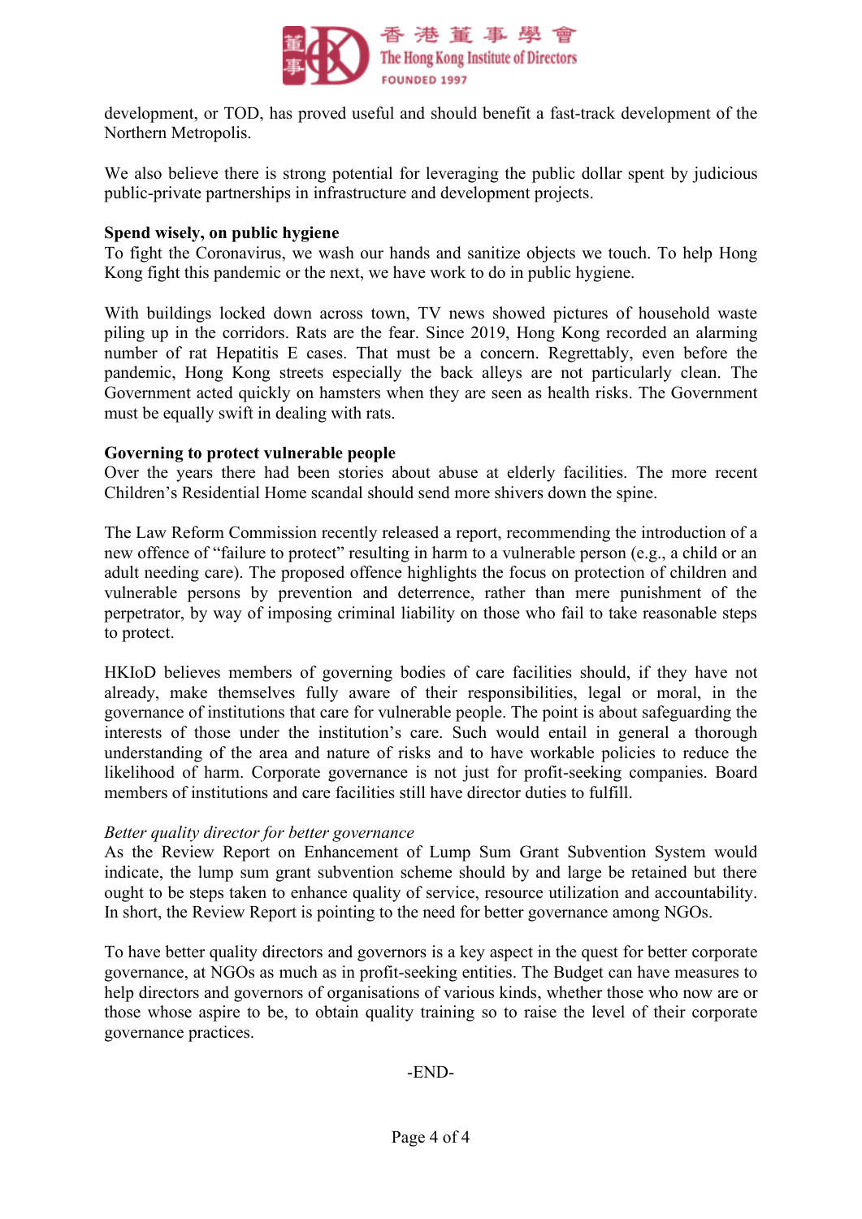development, or TOD, has proved useful and should benefit a fast-track development of the Northern Metropolis.

We also believe there is strong potential for leveraging the public dollar spent by judicious public-private partnerships in infrastructure and development projects.

**Spend wisely, on public hygiene**

To fight the Coronavirus, we wash our hands and sanitize objects we touch. To help Hong Kong fight this pandemic or the next, we have work to do in public hygiene.

With buildings locked down across town, TV news showed pictures of household waste piling up in the corridors. Rats are the fear. Since 2019, Hong Kong recorded an alarming number of rat Hepatitis E cases. That must be a concern. Regrettably, even before the pandemic, Hong Kong streets especially the back alleys are not particularly clean. The Government acted quickly on hamsters when they are seen as health risks. The Government must be equally swift in dealing with rats.

**Governing to protect vulnerable people**

Over the years there had been stories about abuse at elderly facilities. The more recent Children's Residential Home scandal should send more shivers down the spine.

The Law Reform Commission recently released a report, recommending the introduction of a new offence of "failure to protect" resulting in harm to a vulnerable person (e.g., a child or an adult needing care). The proposed offence highlights the focus on protection of children and vulnerable persons by prevention and deterrence, rather than mere punishment of the perpetrator, by way of imposing criminal liability on those who fail to take reasonable steps to protect.

HKIoD believes members of governing bodies of care facilities should, if they have not already, make themselves fully aware of their responsibilities, legal or moral, in the governance of institutions that care for vulnerable people. The point is about safeguarding the interests of those under the institution's care. Such would entail in general a thorough understanding of the area and nature of risks and to have workable policies to reduce the likelihood of harm. Corporate governance is not just for profit-seeking companies. Board members of institutions and care facilities still have director duties to fulfill.

*Better quality director for better governance*

As the Review Report on Enhancement of Lump Sum Grant Subvention System would indicate, the lump sum grant subvention scheme should by and large be retained but there ought to be steps taken to enhance quality of service, resource utilization and accountability. In short, the Review Report is pointing to the need for better governance among NGOs.

To have better quality directors and governors is a key aspect in the quest for better corporate governance, at NGOs as much as in profit-seeking entities. The Budget can have measures to help directors and governors of organisations of various kinds, whether those who now are or those whose aspire to be, to obtain quality training so to raise the level of their corporate governance practices.

-END-